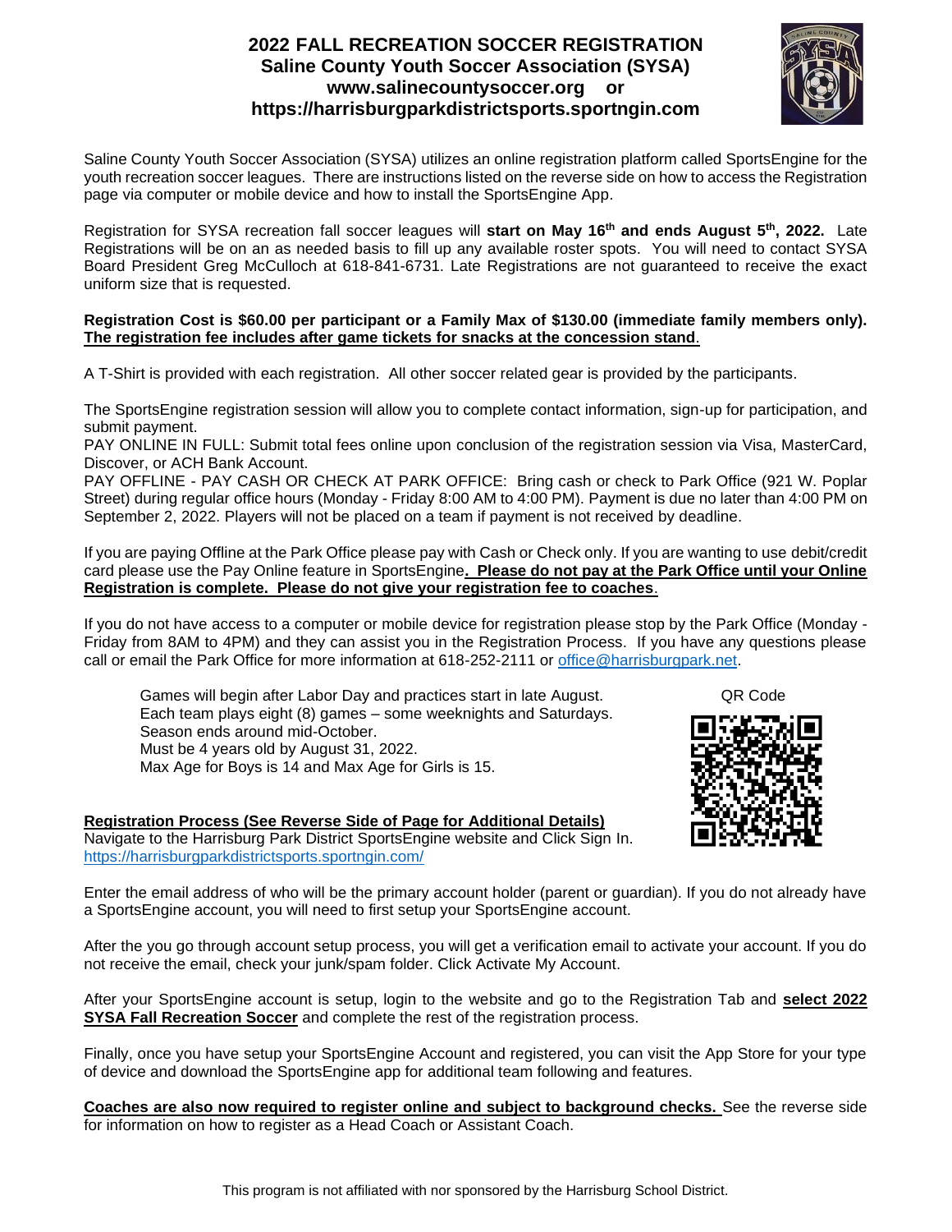# 2022 FALL RECREATION SOCCER REGISTRATION
## Saline County Youth Soccer Association (SYSA)
## www.salinecountysoccer.org or https://harrisburgparkdistrictsports.sportngin.com

Saline County Youth Soccer Association (SYSA) utilizes an online registration platform called SportsEngine for the youth recreation soccer leagues. There are instructions listed on the reverse side on how to access the Registration page via computer or mobile device and how to install the SportsEngine App.

Registration for SYSA recreation fall soccer leagues will **start on May 16th and ends August 5th, 2022.** Late Registrations will be on an as needed basis to fill up any available roster spots. You will need to contact SYSA Board President Greg McCulloch at 618-841-6731. Late Registrations are not guaranteed to receive the exact uniform size that is requested.

**Registration Cost is $60.00 per participant or a Family Max of $130.00 (immediate family members only). The registration fee includes after game tickets for snacks at the concession stand**.

A T-Shirt is provided with each registration. All other soccer related gear is provided by the participants.

The SportsEngine registration session will allow you to complete contact information, sign-up for participation, and submit payment.
PAY ONLINE IN FULL: Submit total fees online upon conclusion of the registration session via Visa, MasterCard, Discover, or ACH Bank Account.
PAY OFFLINE - PAY CASH OR CHECK AT PARK OFFICE: Bring cash or check to Park Office (921 W. Poplar Street) during regular office hours (Monday - Friday 8:00 AM to 4:00 PM). Payment is due no later than 4:00 PM on September 2, 2022. Players will not be placed on a team if payment is not received by deadline.

If you are paying Offline at the Park Office please pay with Cash or Check only. If you are wanting to use debit/credit card please use the Pay Online feature in SportsEngine**. Please do not pay at the Park Office until your Online Registration is complete. Please do not give your registration fee to coaches**.

If you do not have access to a computer or mobile device for registration please stop by the Park Office (Monday - Friday from 8AM to 4PM) and they can assist you in the Registration Process. If you have any questions please call or email the Park Office for more information at 618-252-2111 or office@harrisburgpark.net.

Games will begin after Labor Day and practices start in late August.
Each team plays eight (8) games – some weeknights and Saturdays.
Season ends around mid-October.
Must be 4 years old by August 31, 2022.
Max Age for Boys is 14 and Max Age for Girls is 15.

QR Code

**Registration Process (See Reverse Side of Page for Additional Details)**
Navigate to the Harrisburg Park District SportsEngine website and Click Sign In.
https://harrisburgparkdistrictsports.sportngin.com/

Enter the email address of who will be the primary account holder (parent or guardian). If you do not already have a SportsEngine account, you will need to first setup your SportsEngine account.

After the you go through account setup process, you will get a verification email to activate your account. If you do not receive the email, check your junk/spam folder. Click Activate My Account.

After your SportsEngine account is setup, login to the website and go to the Registration Tab and **select 2022 SYSA Fall Recreation Soccer** and complete the rest of the registration process.

Finally, once you have setup your SportsEngine Account and registered, you can visit the App Store for your type of device and download the SportsEngine app for additional team following and features.

**Coaches are also now required to register online and subject to background checks.** See the reverse side for information on how to register as a Head Coach or Assistant Coach.

This program is not affiliated with nor sponsored by the Harrisburg School District.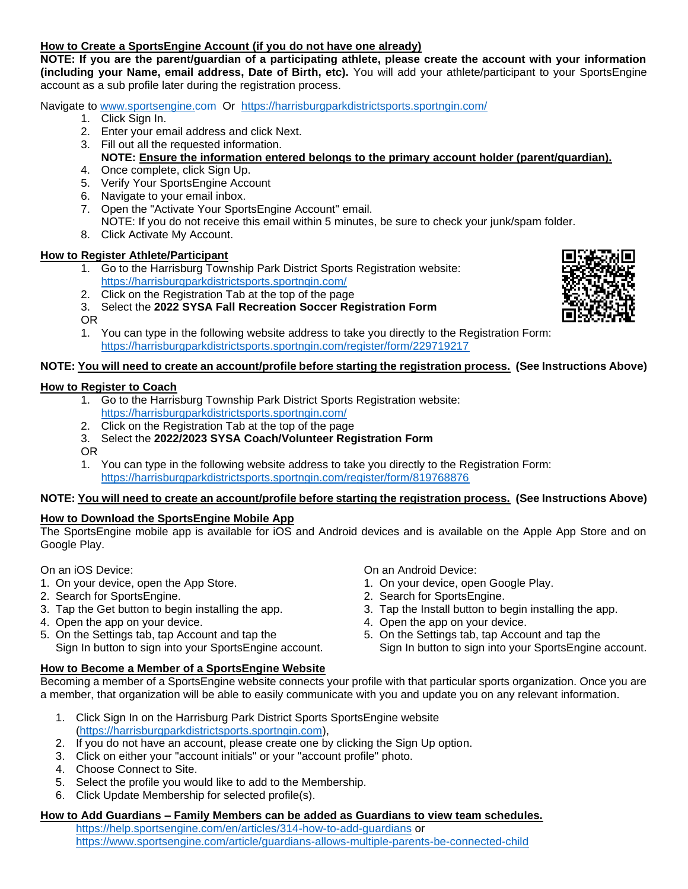**How to Create a SportsEngine Account (if you do not have one already)**

**NOTE: If you are the parent/guardian of a participating athlete, please create the account with your information (including your Name, email address, Date of Birth, etc).** You will add your athlete/participant to your SportsEngine account as a sub profile later during the registration process.

Navigate to www.sportsengine.com Or https://harrisburgparkdistrictsports.sportngin.com/

1. Click Sign In.
2. Enter your email address and click Next.
3. Fill out all the requested information.
   **NOTE: Ensure the information entered belongs to the primary account holder (parent/guardian).**
4. Once complete, click Sign Up.
5. Verify Your SportsEngine Account
6. Navigate to your email inbox.
7. Open the "Activate Your SportsEngine Account" email.
   NOTE: If you do not receive this email within 5 minutes, be sure to check your junk/spam folder.
8. Click Activate My Account.

**How to Register Athlete/Participant**

1. Go to the Harrisburg Township Park District Sports Registration website: https://harrisburgparkdistrictsports.sportngin.com/
2. Click on the Registration Tab at the top of the page
3. Select the **2022 SYSA Fall Recreation Soccer Registration Form**

OR

1. You can type in the following website address to take you directly to the Registration Form: https://harrisburgparkdistrictsports.sportngin.com/register/form/229719217

**NOTE: You will need to create an account/profile before starting the registration process. (See Instructions Above)**

**How to Register to Coach**

1. Go to the Harrisburg Township Park District Sports Registration website: https://harrisburgparkdistrictsports.sportngin.com/
2. Click on the Registration Tab at the top of the page
3. Select the **2022/2023 SYSA Coach/Volunteer Registration Form**

OR

1. You can type in the following website address to take you directly to the Registration Form: https://harrisburgparkdistrictsports.sportngin.com/register/form/819768876

**NOTE: You will need to create an account/profile before starting the registration process. (See Instructions Above)**

**How to Download the SportsEngine Mobile App**

The SportsEngine mobile app is available for iOS and Android devices and is available on the Apple App Store and on Google Play.

On an iOS Device:

1. On your device, open the App Store.
2. Search for SportsEngine.
3. Tap the Get button to begin installing the app.
4. Open the app on your device.
5. On the Settings tab, tap Account and tap the Sign In button to sign into your SportsEngine account.

On an Android Device:

1. On your device, open Google Play.
2. Search for SportsEngine.
3. Tap the Install button to begin installing the app.
4. Open the app on your device.
5. On the Settings tab, tap Account and tap the Sign In button to sign into your SportsEngine account.

**How to Become a Member of a SportsEngine Website**

Becoming a member of a SportsEngine website connects your profile with that particular sports organization. Once you are a member, that organization will be able to easily communicate with you and update you on any relevant information.

1. Click Sign In on the Harrisburg Park District Sports SportsEngine website (https://harrisburgparkdistrictsports.sportngin.com),
2. If you do not have an account, please create one by clicking the Sign Up option.
3. Click on either your "account initials" or your "account profile" photo.
4. Choose Connect to Site.
5. Select the profile you would like to add to the Membership.
6. Click Update Membership for selected profile(s).

**How to Add Guardians – Family Members can be added as Guardians to view team schedules.**

https://help.sportsengine.com/en/articles/314-how-to-add-guardians or
https://www.sportsengine.com/article/guardians-allows-multiple-parents-be-connected-child